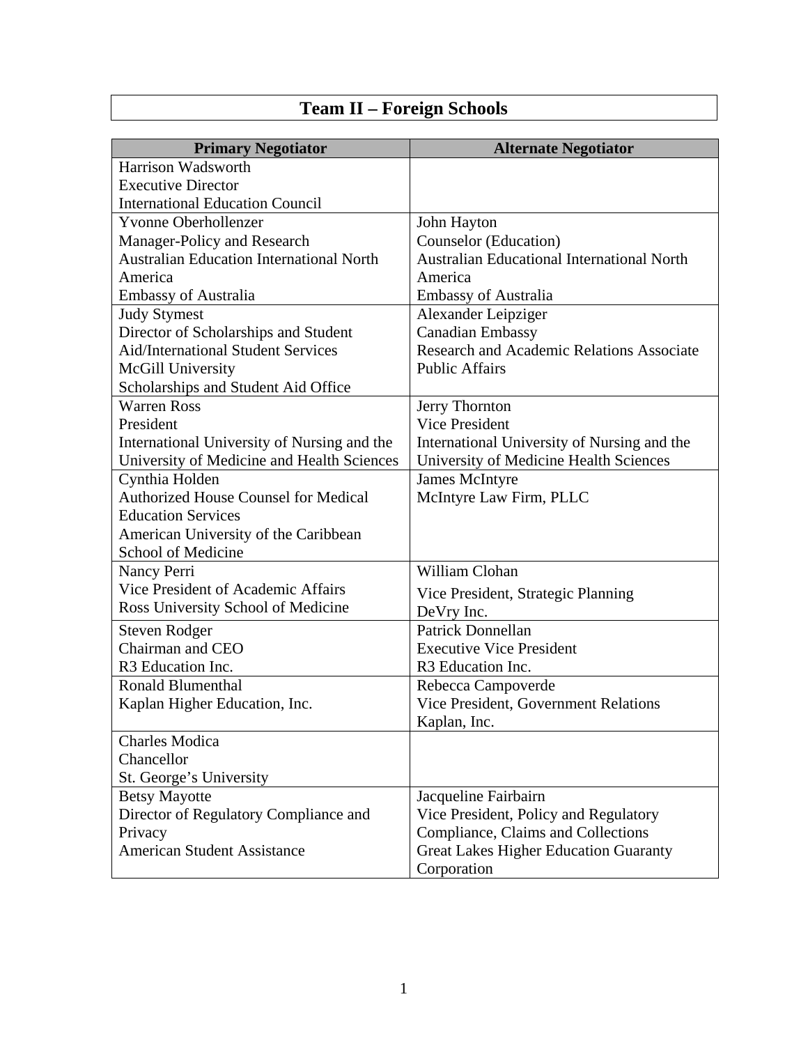# Team II – Foreign Schools

| Primary Negotiator | Alternate Negotiator |
|---|---|
| Harrison Wadsworth<br>Executive Director<br>International Education Council | |
| Yvonne Oberhollenzer<br>Manager-Policy and Research<br>Australian Education International North America<br>Embassy of Australia | John Hayton<br>Counselor (Education)<br>Australian Educational International North America<br>Embassy of Australia |
| Judy Stymest<br>Director of Scholarships and Student Aid/International Student Services<br>McGill University<br>Scholarships and Student Aid Office | Alexander Leipziger<br>Canadian Embassy<br>Research and Academic Relations Associate<br>Public Affairs |
| Warren Ross<br>President<br>International University of Nursing and the University of Medicine and Health Sciences | Jerry Thornton<br>Vice President<br>International University of Nursing and the University of Medicine Health Sciences |
| Cynthia Holden<br>Authorized House Counsel for Medical Education Services<br>American University of the Caribbean School of Medicine | James McIntyre<br>McIntyre Law Firm, PLLC |
| Nancy Perri<br>Vice President of Academic Affairs<br>Ross University School of Medicine | William Clohan<br>Vice President, Strategic Planning<br>DeVry Inc. |
| Steven Rodger<br>Chairman and CEO<br>R3 Education Inc. | Patrick Donnellan<br>Executive Vice President<br>R3 Education Inc. |
| Ronald Blumenthal<br>Kaplan Higher Education, Inc. | Rebecca Campoverde<br>Vice President, Government Relations<br>Kaplan, Inc. |
| Charles Modica<br>Chancellor<br>St. George's University | |
| Betsy Mayotte<br>Director of Regulatory Compliance and Privacy<br>American Student Assistance | Jacqueline Fairbairn<br>Vice President, Policy and Regulatory Compliance, Claims and Collections<br>Great Lakes Higher Education Guaranty Corporation |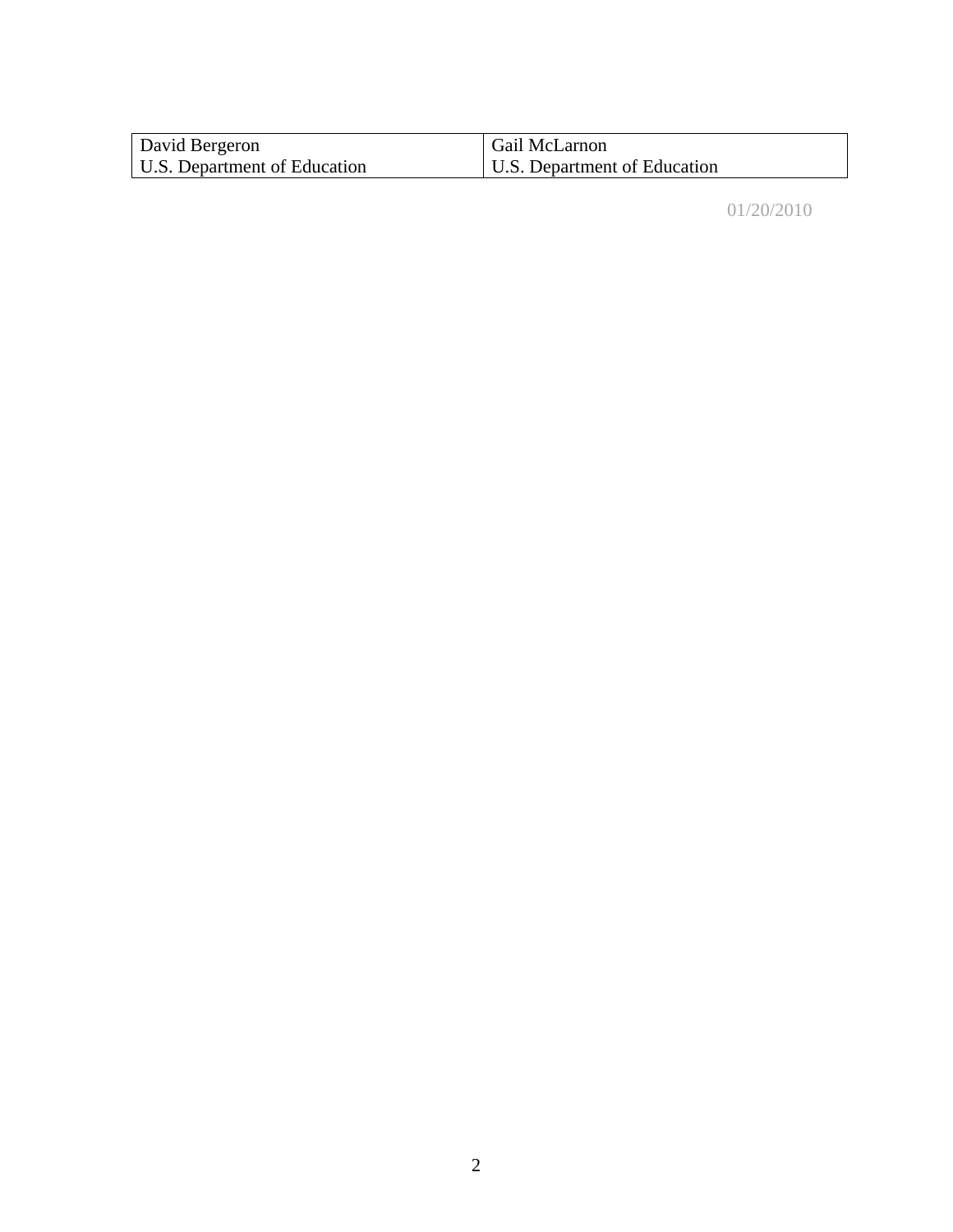| | |
|---|---|
| David Bergeron<br>U.S. Department of Education | Gail McLarnon<br>U.S. Department of Education |

01/20/2010